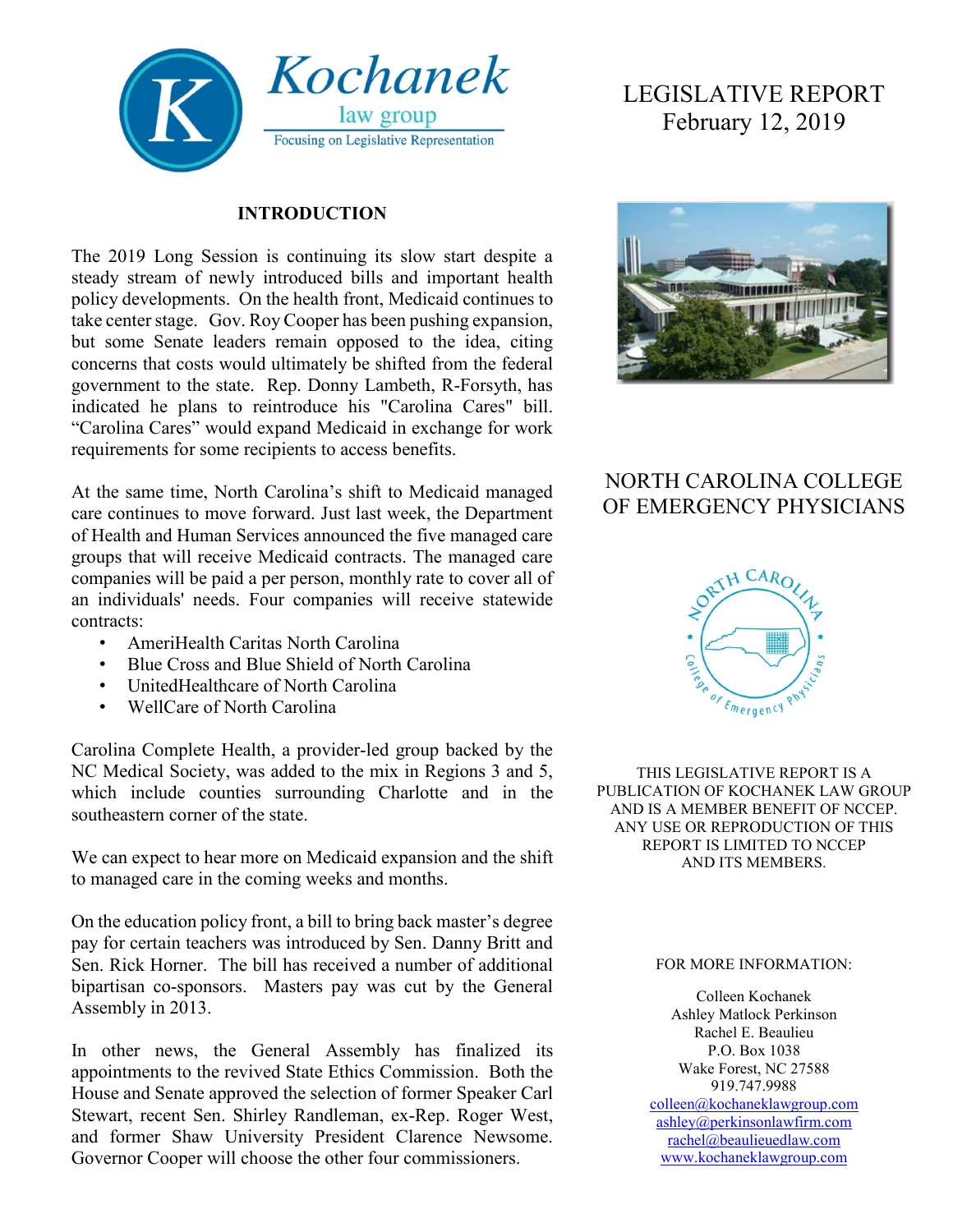Kochanek law group
Focusing on Legislative Representation

# LEGISLATIVE REPORT
February 12, 2019

## NORTH CAROLINA COLLEGE OF EMERGENCY PHYSICIANS

THIS LEGISLATIVE REPORT IS A PUBLICATION OF KOCHANEK LAW GROUP AND IS A MEMBER BENEFIT OF NCCEP. ANY USE OR REPRODUCTION OF THIS REPORT IS LIMITED TO NCCEP AND ITS MEMBERS.

FOR MORE INFORMATION:

Colleen Kochanek
Ashley Matlock Perkinson
Rachel E. Beaulieu
P.O. Box 1038
Wake Forest, NC 27588
919.747.9988
colleen@kochaneklawgroup.com
ashley@perkinsonlawfirm.com
rachel@beaulieuedlaw.com
www.kochaneklawgroup.com

## INTRODUCTION

The 2019 Long Session is continuing its slow start despite a steady stream of newly introduced bills and important health policy developments. On the health front, Medicaid continues to take center stage. Gov. Roy Cooper has been pushing expansion, but some Senate leaders remain opposed to the idea, citing concerns that costs would ultimately be shifted from the federal government to the state. Rep. Donny Lambeth, R-Forsyth, has indicated he plans to reintroduce his "Carolina Cares" bill. "Carolina Cares" would expand Medicaid in exchange for work requirements for some recipients to access benefits.

At the same time, North Carolina's shift to Medicaid managed care continues to move forward. Just last week, the Department of Health and Human Services announced the five managed care groups that will receive Medicaid contracts. The managed care companies will be paid a per person, monthly rate to cover all of an individuals' needs. Four companies will receive statewide contracts:

- AmeriHealth Caritas North Carolina
- Blue Cross and Blue Shield of North Carolina
- UnitedHealthcare of North Carolina
- WellCare of North Carolina

Carolina Complete Health, a provider-led group backed by the NC Medical Society, was added to the mix in Regions 3 and 5, which include counties surrounding Charlotte and in the southeastern corner of the state.

We can expect to hear more on Medicaid expansion and the shift to managed care in the coming weeks and months.

On the education policy front, a bill to bring back master's degree pay for certain teachers was introduced by Sen. Danny Britt and Sen. Rick Horner. The bill has received a number of additional bipartisan co-sponsors. Masters pay was cut by the General Assembly in 2013.

In other news, the General Assembly has finalized its appointments to the revived State Ethics Commission. Both the House and Senate approved the selection of former Speaker Carl Stewart, recent Sen. Shirley Randleman, ex-Rep. Roger West, and former Shaw University President Clarence Newsome. Governor Cooper will choose the other four commissioners.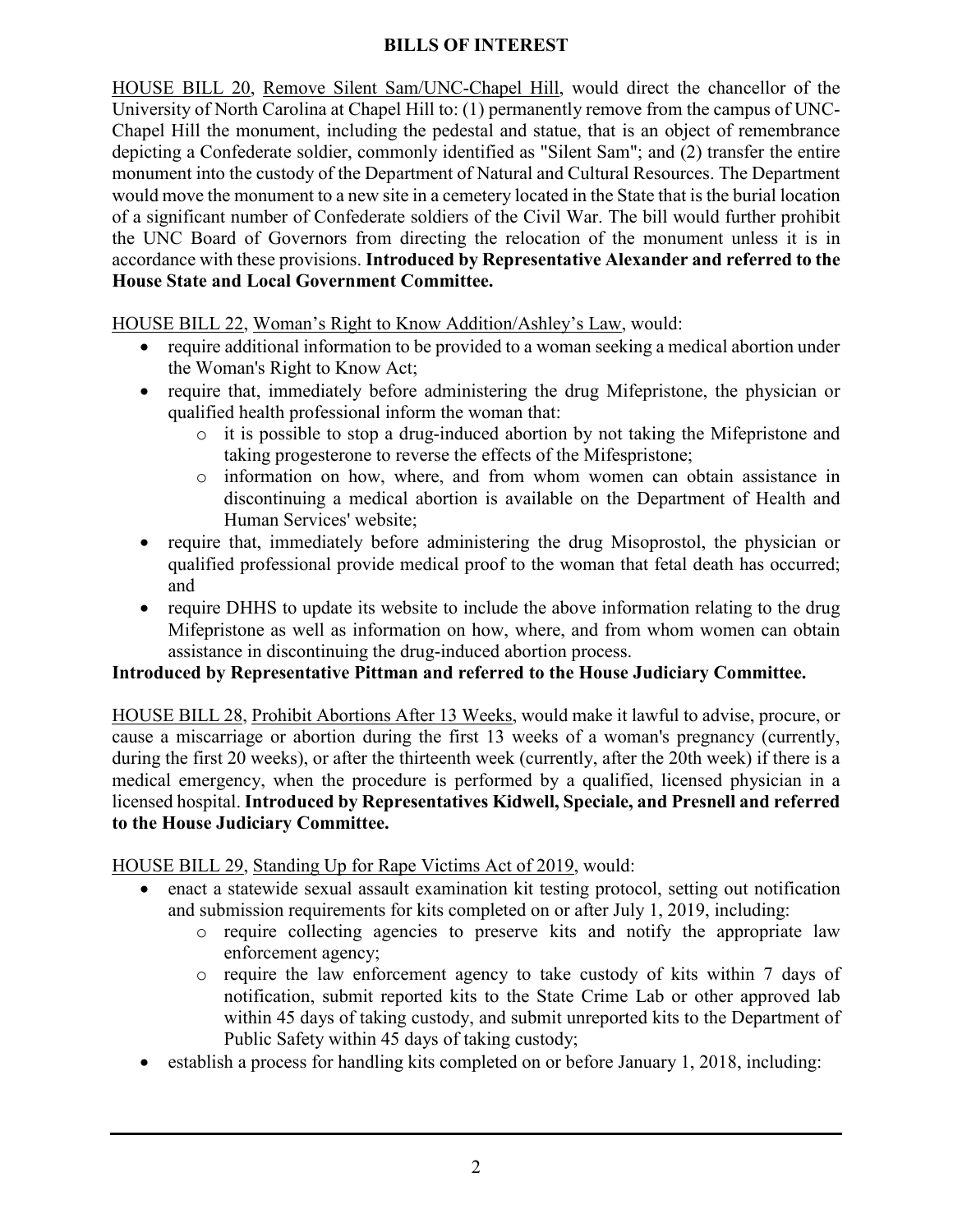## BILLS OF INTEREST

HOUSE BILL 20, Remove Silent Sam/UNC-Chapel Hill, would direct the chancellor of the University of North Carolina at Chapel Hill to: (1) permanently remove from the campus of UNC-Chapel Hill the monument, including the pedestal and statue, that is an object of remembrance depicting a Confederate soldier, commonly identified as "Silent Sam"; and (2) transfer the entire monument into the custody of the Department of Natural and Cultural Resources. The Department would move the monument to a new site in a cemetery located in the State that is the burial location of a significant number of Confederate soldiers of the Civil War. The bill would further prohibit the UNC Board of Governors from directing the relocation of the monument unless it is in accordance with these provisions. **Introduced by Representative Alexander and referred to the House State and Local Government Committee.**

HOUSE BILL 22, Woman's Right to Know Addition/Ashley's Law, would:

- require additional information to be provided to a woman seeking a medical abortion under the Woman's Right to Know Act;
- require that, immediately before administering the drug Mifepristone, the physician or qualified health professional inform the woman that:
  - it is possible to stop a drug-induced abortion by not taking the Mifepristone and taking progesterone to reverse the effects of the Mifespristone;
  - information on how, where, and from whom women can obtain assistance in discontinuing a medical abortion is available on the Department of Health and Human Services' website;
- require that, immediately before administering the drug Misoprostol, the physician or qualified professional provide medical proof to the woman that fetal death has occurred; and
- require DHHS to update its website to include the above information relating to the drug Mifepristone as well as information on how, where, and from whom women can obtain assistance in discontinuing the drug-induced abortion process.

**Introduced by Representative Pittman and referred to the House Judiciary Committee.**

HOUSE BILL 28, Prohibit Abortions After 13 Weeks, would make it lawful to advise, procure, or cause a miscarriage or abortion during the first 13 weeks of a woman's pregnancy (currently, during the first 20 weeks), or after the thirteenth week (currently, after the 20th week) if there is a medical emergency, when the procedure is performed by a qualified, licensed physician in a licensed hospital. **Introduced by Representatives Kidwell, Speciale, and Presnell and referred to the House Judiciary Committee.**

HOUSE BILL 29, Standing Up for Rape Victims Act of 2019, would:

- enact a statewide sexual assault examination kit testing protocol, setting out notification and submission requirements for kits completed on or after July 1, 2019, including:
  - require collecting agencies to preserve kits and notify the appropriate law enforcement agency;
  - require the law enforcement agency to take custody of kits within 7 days of notification, submit reported kits to the State Crime Lab or other approved lab within 45 days of taking custody, and submit unreported kits to the Department of Public Safety within 45 days of taking custody;
- establish a process for handling kits completed on or before January 1, 2018, including: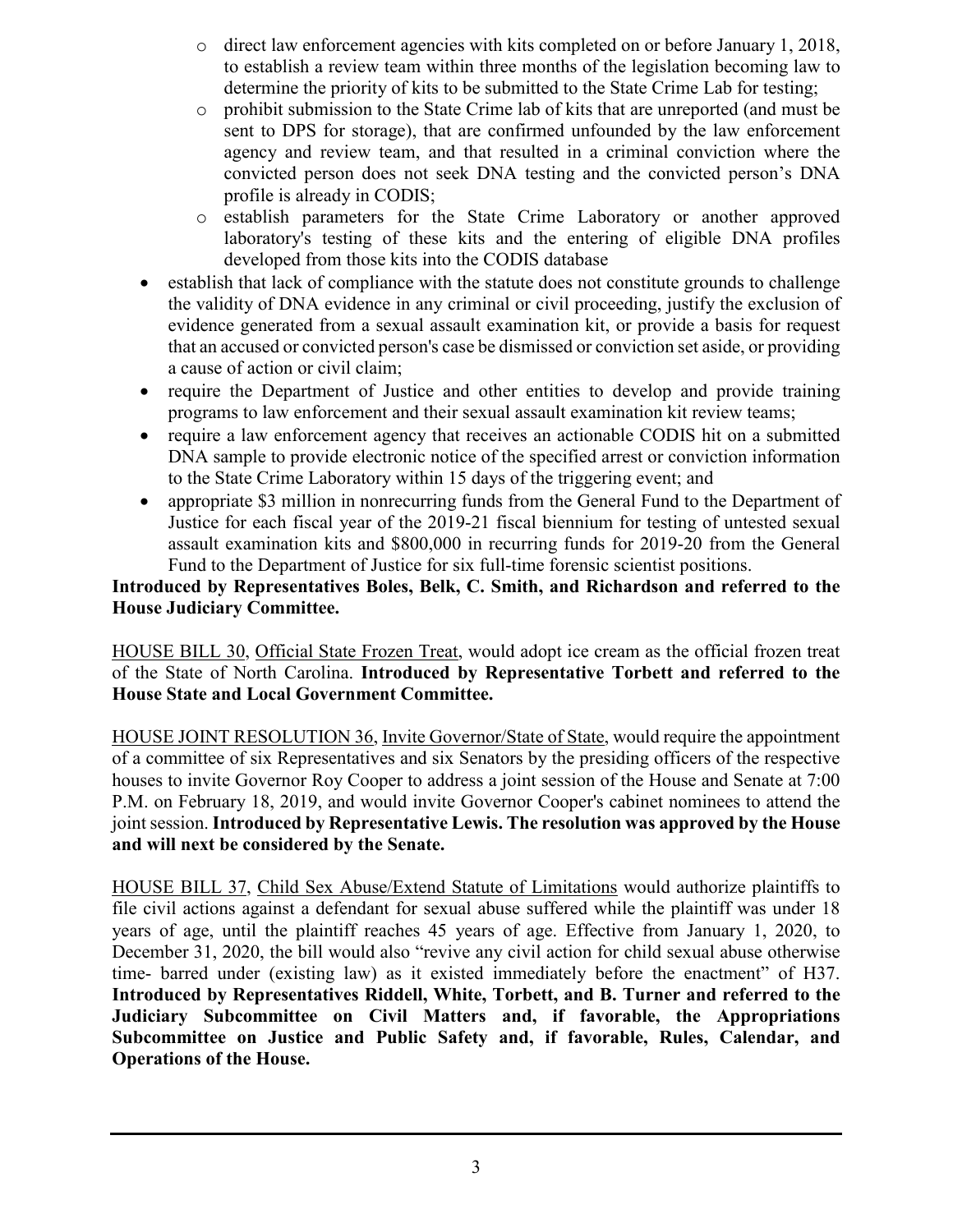- direct law enforcement agencies with kits completed on or before January 1, 2018, to establish a review team within three months of the legislation becoming law to determine the priority of kits to be submitted to the State Crime Lab for testing;
  - prohibit submission to the State Crime lab of kits that are unreported (and must be sent to DPS for storage), that are confirmed unfounded by the law enforcement agency and review team, and that resulted in a criminal conviction where the convicted person does not seek DNA testing and the convicted person's DNA profile is already in CODIS;
  - establish parameters for the State Crime Laboratory or another approved laboratory's testing of these kits and the entering of eligible DNA profiles developed from those kits into the CODIS database
- establish that lack of compliance with the statute does not constitute grounds to challenge the validity of DNA evidence in any criminal or civil proceeding, justify the exclusion of evidence generated from a sexual assault examination kit, or provide a basis for request that an accused or convicted person's case be dismissed or conviction set aside, or providing a cause of action or civil claim;
- require the Department of Justice and other entities to develop and provide training programs to law enforcement and their sexual assault examination kit review teams;
- require a law enforcement agency that receives an actionable CODIS hit on a submitted DNA sample to provide electronic notice of the specified arrest or conviction information to the State Crime Laboratory within 15 days of the triggering event; and
- appropriate $3 million in nonrecurring funds from the General Fund to the Department of Justice for each fiscal year of the 2019-21 fiscal biennium for testing of untested sexual assault examination kits and $800,000 in recurring funds for 2019-20 from the General Fund to the Department of Justice for six full-time forensic scientist positions.

**Introduced by Representatives Boles, Belk, C. Smith, and Richardson and referred to the House Judiciary Committee.**

HOUSE BILL 30, Official State Frozen Treat, would adopt ice cream as the official frozen treat of the State of North Carolina. **Introduced by Representative Torbett and referred to the House State and Local Government Committee.**

HOUSE JOINT RESOLUTION 36, Invite Governor/State of State, would require the appointment of a committee of six Representatives and six Senators by the presiding officers of the respective houses to invite Governor Roy Cooper to address a joint session of the House and Senate at 7:00 P.M. on February 18, 2019, and would invite Governor Cooper's cabinet nominees to attend the joint session. **Introduced by Representative Lewis. The resolution was approved by the House and will next be considered by the Senate.**

HOUSE BILL 37, Child Sex Abuse/Extend Statute of Limitations would authorize plaintiffs to file civil actions against a defendant for sexual abuse suffered while the plaintiff was under 18 years of age, until the plaintiff reaches 45 years of age. Effective from January 1, 2020, to December 31, 2020, the bill would also "revive any civil action for child sexual abuse otherwise time- barred under (existing law) as it existed immediately before the enactment" of H37. **Introduced by Representatives Riddell, White, Torbett, and B. Turner and referred to the Judiciary Subcommittee on Civil Matters and, if favorable, the Appropriations Subcommittee on Justice and Public Safety and, if favorable, Rules, Calendar, and Operations of the House.**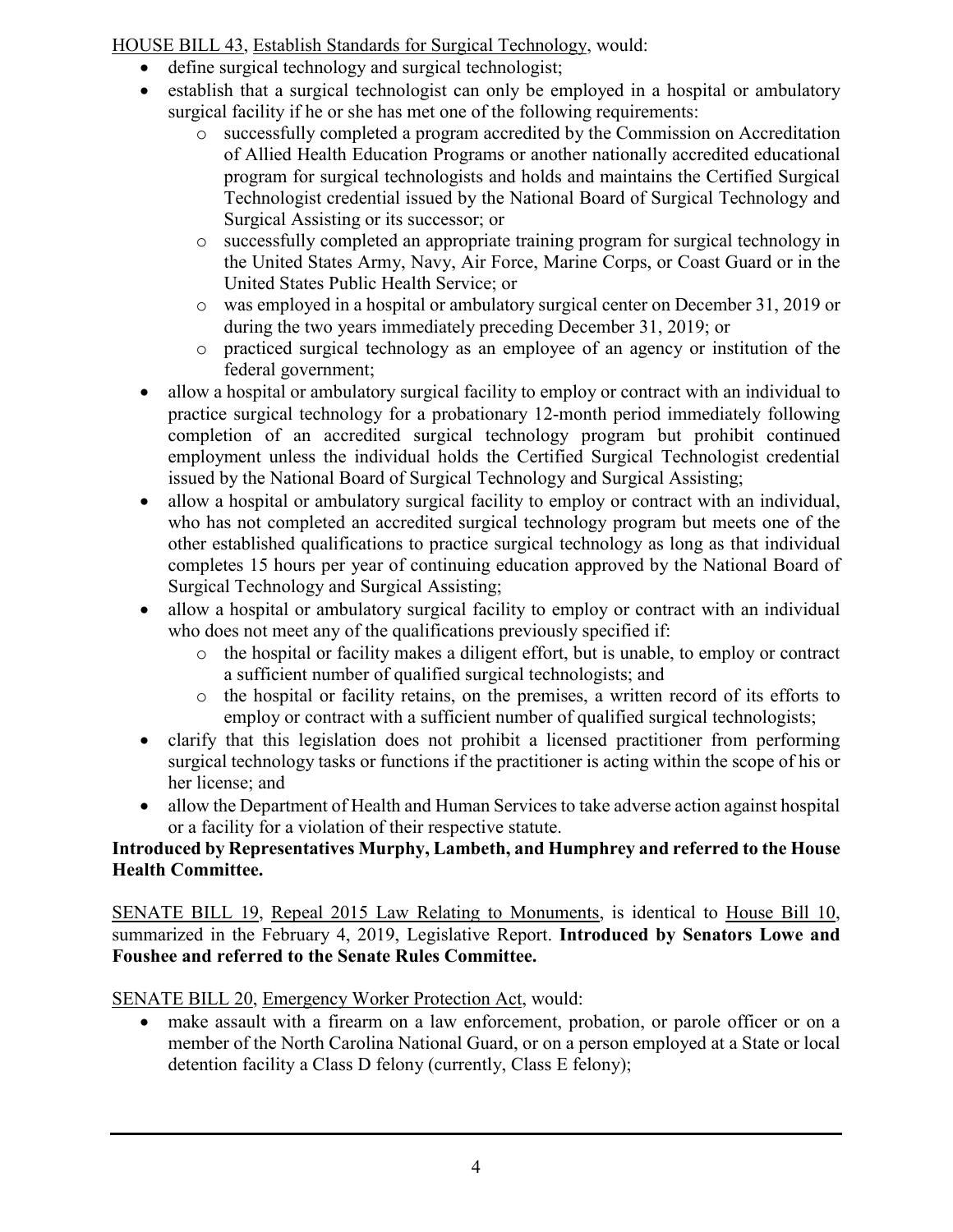<u>HOUSE BILL 43</u>, <u>Establish Standards for Surgical Technology</u>, would:

- define surgical technology and surgical technologist;
- establish that a surgical technologist can only be employed in a hospital or ambulatory surgical facility if he or she has met one of the following requirements:
  - successfully completed a program accredited by the Commission on Accreditation of Allied Health Education Programs or another nationally accredited educational program for surgical technologists and holds and maintains the Certified Surgical Technologist credential issued by the National Board of Surgical Technology and Surgical Assisting or its successor; or
  - successfully completed an appropriate training program for surgical technology in the United States Army, Navy, Air Force, Marine Corps, or Coast Guard or in the United States Public Health Service; or
  - was employed in a hospital or ambulatory surgical center on December 31, 2019 or during the two years immediately preceding December 31, 2019; or
  - practiced surgical technology as an employee of an agency or institution of the federal government;
- allow a hospital or ambulatory surgical facility to employ or contract with an individual to practice surgical technology for a probationary 12-month period immediately following completion of an accredited surgical technology program but prohibit continued employment unless the individual holds the Certified Surgical Technologist credential issued by the National Board of Surgical Technology and Surgical Assisting;
- allow a hospital or ambulatory surgical facility to employ or contract with an individual, who has not completed an accredited surgical technology program but meets one of the other established qualifications to practice surgical technology as long as that individual completes 15 hours per year of continuing education approved by the National Board of Surgical Technology and Surgical Assisting;
- allow a hospital or ambulatory surgical facility to employ or contract with an individual who does not meet any of the qualifications previously specified if:
  - the hospital or facility makes a diligent effort, but is unable, to employ or contract a sufficient number of qualified surgical technologists; and
  - the hospital or facility retains, on the premises, a written record of its efforts to employ or contract with a sufficient number of qualified surgical technologists;
- clarify that this legislation does not prohibit a licensed practitioner from performing surgical technology tasks or functions if the practitioner is acting within the scope of his or her license; and
- allow the Department of Health and Human Services to take adverse action against hospital or a facility for a violation of their respective statute.

**Introduced by Representatives Murphy, Lambeth, and Humphrey and referred to the House Health Committee.**

<u>SENATE BILL 19</u>, <u>Repeal 2015 Law Relating to Monuments</u>, is identical to <u>House Bill 10</u>, summarized in the February 4, 2019, Legislative Report. **Introduced by Senators Lowe and Foushee and referred to the Senate Rules Committee.**

<u>SENATE BILL 20</u>, <u>Emergency Worker Protection Act</u>, would:

- make assault with a firearm on a law enforcement, probation, or parole officer or on a member of the North Carolina National Guard, or on a person employed at a State or local detention facility a Class D felony (currently, Class E felony);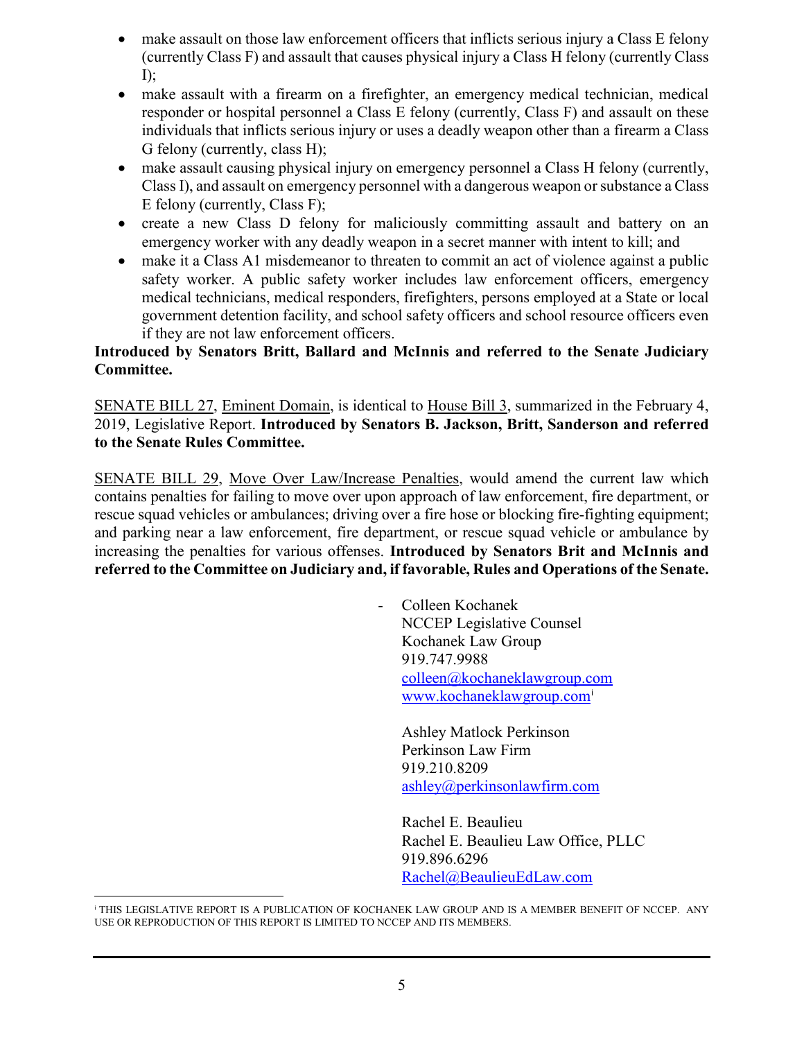- make assault on those law enforcement officers that inflicts serious injury a Class E felony (currently Class F) and assault that causes physical injury a Class H felony (currently Class I);
- make assault with a firearm on a firefighter, an emergency medical technician, medical responder or hospital personnel a Class E felony (currently, Class F) and assault on these individuals that inflicts serious injury or uses a deadly weapon other than a firearm a Class G felony (currently, class H);
- make assault causing physical injury on emergency personnel a Class H felony (currently, Class I), and assault on emergency personnel with a dangerous weapon or substance a Class E felony (currently, Class F);
- create a new Class D felony for maliciously committing assault and battery on an emergency worker with any deadly weapon in a secret manner with intent to kill; and
- make it a Class A1 misdemeanor to threaten to commit an act of violence against a public safety worker. A public safety worker includes law enforcement officers, emergency medical technicians, medical responders, firefighters, persons employed at a State or local government detention facility, and school safety officers and school resource officers even if they are not law enforcement officers.

**Introduced by Senators Britt, Ballard and McInnis and referred to the Senate Judiciary Committee.**

SENATE BILL 27, Eminent Domain, is identical to House Bill 3, summarized in the February 4, 2019, Legislative Report. **Introduced by Senators B. Jackson, Britt, Sanderson and referred to the Senate Rules Committee.**

SENATE BILL 29, Move Over Law/Increase Penalties, would amend the current law which contains penalties for failing to move over upon approach of law enforcement, fire department, or rescue squad vehicles or ambulances; driving over a fire hose or blocking fire-fighting equipment; and parking near a law enforcement, fire department, or rescue squad vehicle or ambulance by increasing the penalties for various offenses. **Introduced by Senators Brit and McInnis and referred to the Committee on Judiciary and, if favorable, Rules and Operations of the Senate.**

\- Colleen Kochanek
NCCEP Legislative Counsel
Kochanek Law Group
919.747.9988
colleen@kochaneklawgroup.com
www.kochaneklawgroup.com[i]

Ashley Matlock Perkinson
Perkinson Law Firm
919.210.8209
ashley@perkinsonlawfirm.com

Rachel E. Beaulieu
Rachel E. Beaulieu Law Office, PLLC
919.896.6296
Rachel@BeaulieuEdLaw.com

[i] THIS LEGISLATIVE REPORT IS A PUBLICATION OF KOCHANEK LAW GROUP AND IS A MEMBER BENEFIT OF NCCEP. ANY USE OR REPRODUCTION OF THIS REPORT IS LIMITED TO NCCEP AND ITS MEMBERS.